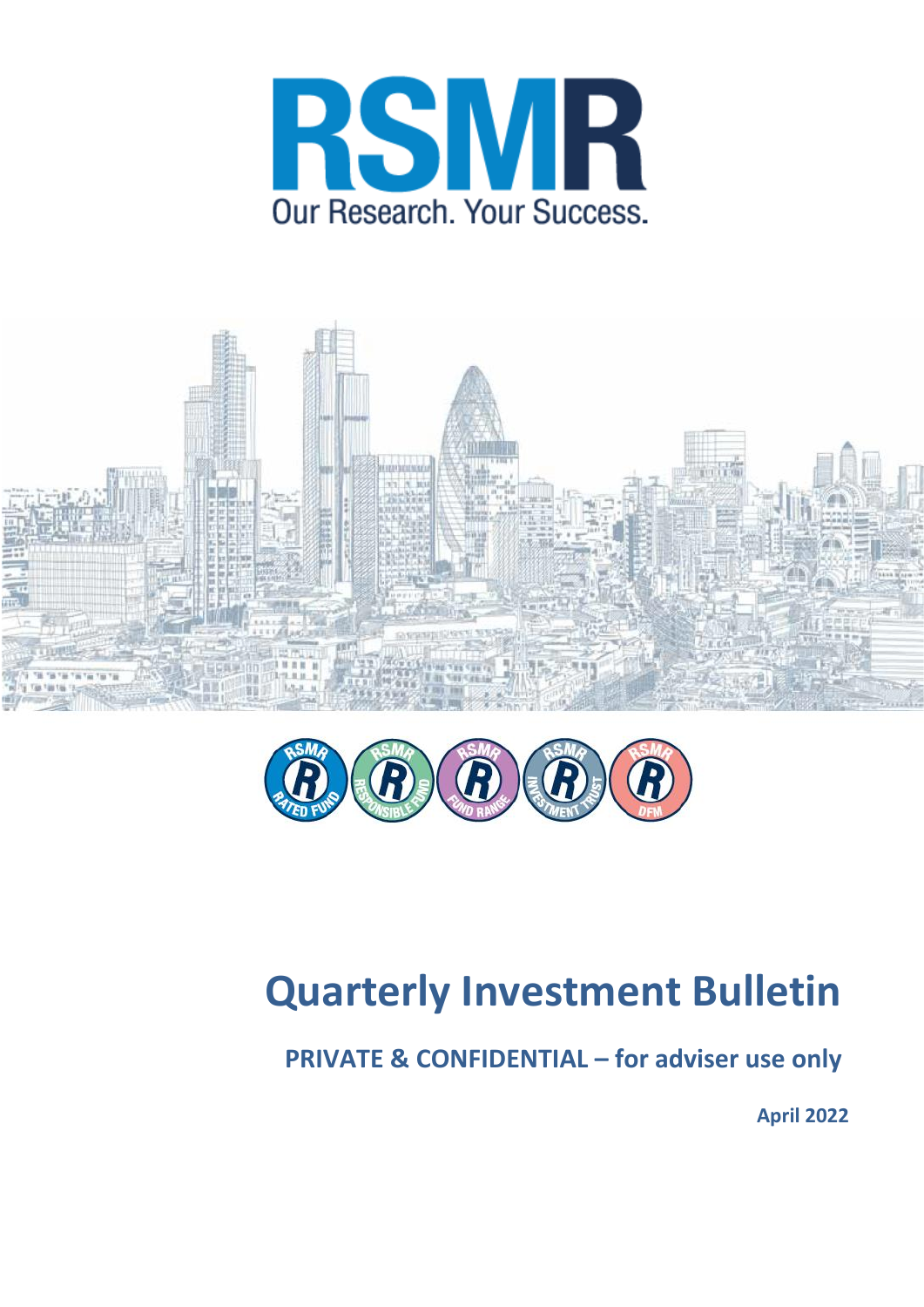RSMR

Our Research. Your Success.

# Quarterly Investment Bulletin

**PRIVATE & CONFIDENTIAL – for adviser use only**

**April 2022**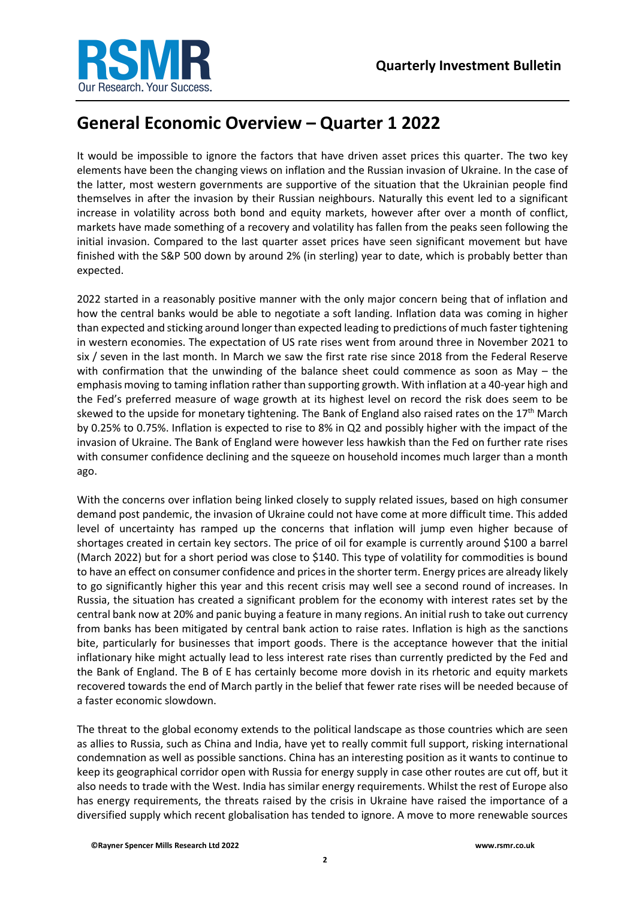# General Economic Overview – Quarter 1 2022

It would be impossible to ignore the factors that have driven asset prices this quarter. The two key elements have been the changing views on inflation and the Russian invasion of Ukraine. In the case of the latter, most western governments are supportive of the situation that the Ukrainian people find themselves in after the invasion by their Russian neighbours. Naturally this event led to a significant increase in volatility across both bond and equity markets, however after over a month of conflict, markets have made something of a recovery and volatility has fallen from the peaks seen following the initial invasion. Compared to the last quarter asset prices have seen significant movement but have finished with the S&P 500 down by around 2% (in sterling) year to date, which is probably better than expected.

2022 started in a reasonably positive manner with the only major concern being that of inflation and how the central banks would be able to negotiate a soft landing. Inflation data was coming in higher than expected and sticking around longer than expected leading to predictions of much faster tightening in western economies. The expectation of US rate rises went from around three in November 2021 to six / seven in the last month. In March we saw the first rate rise since 2018 from the Federal Reserve with confirmation that the unwinding of the balance sheet could commence as soon as May – the emphasis moving to taming inflation rather than supporting growth. With inflation at a 40-year high and the Fed's preferred measure of wage growth at its highest level on record the risk does seem to be skewed to the upside for monetary tightening. The Bank of England also raised rates on the 17th March by 0.25% to 0.75%. Inflation is expected to rise to 8% in Q2 and possibly higher with the impact of the invasion of Ukraine. The Bank of England were however less hawkish than the Fed on further rate rises with consumer confidence declining and the squeeze on household incomes much larger than a month ago.

With the concerns over inflation being linked closely to supply related issues, based on high consumer demand post pandemic, the invasion of Ukraine could not have come at more difficult time. This added level of uncertainty has ramped up the concerns that inflation will jump even higher because of shortages created in certain key sectors. The price of oil for example is currently around $100 a barrel (March 2022) but for a short period was close to $140. This type of volatility for commodities is bound to have an effect on consumer confidence and prices in the shorter term. Energy prices are already likely to go significantly higher this year and this recent crisis may well see a second round of increases. In Russia, the situation has created a significant problem for the economy with interest rates set by the central bank now at 20% and panic buying a feature in many regions. An initial rush to take out currency from banks has been mitigated by central bank action to raise rates. Inflation is high as the sanctions bite, particularly for businesses that import goods. There is the acceptance however that the initial inflationary hike might actually lead to less interest rate rises than currently predicted by the Fed and the Bank of England. The B of E has certainly become more dovish in its rhetoric and equity markets recovered towards the end of March partly in the belief that fewer rate rises will be needed because of a faster economic slowdown.

The threat to the global economy extends to the political landscape as those countries which are seen as allies to Russia, such as China and India, have yet to really commit full support, risking international condemnation as well as possible sanctions. China has an interesting position as it wants to continue to keep its geographical corridor open with Russia for energy supply in case other routes are cut off, but it also needs to trade with the West. India has similar energy requirements. Whilst the rest of Europe also has energy requirements, the threats raised by the crisis in Ukraine have raised the importance of a diversified supply which recent globalisation has tended to ignore. A move to more renewable sources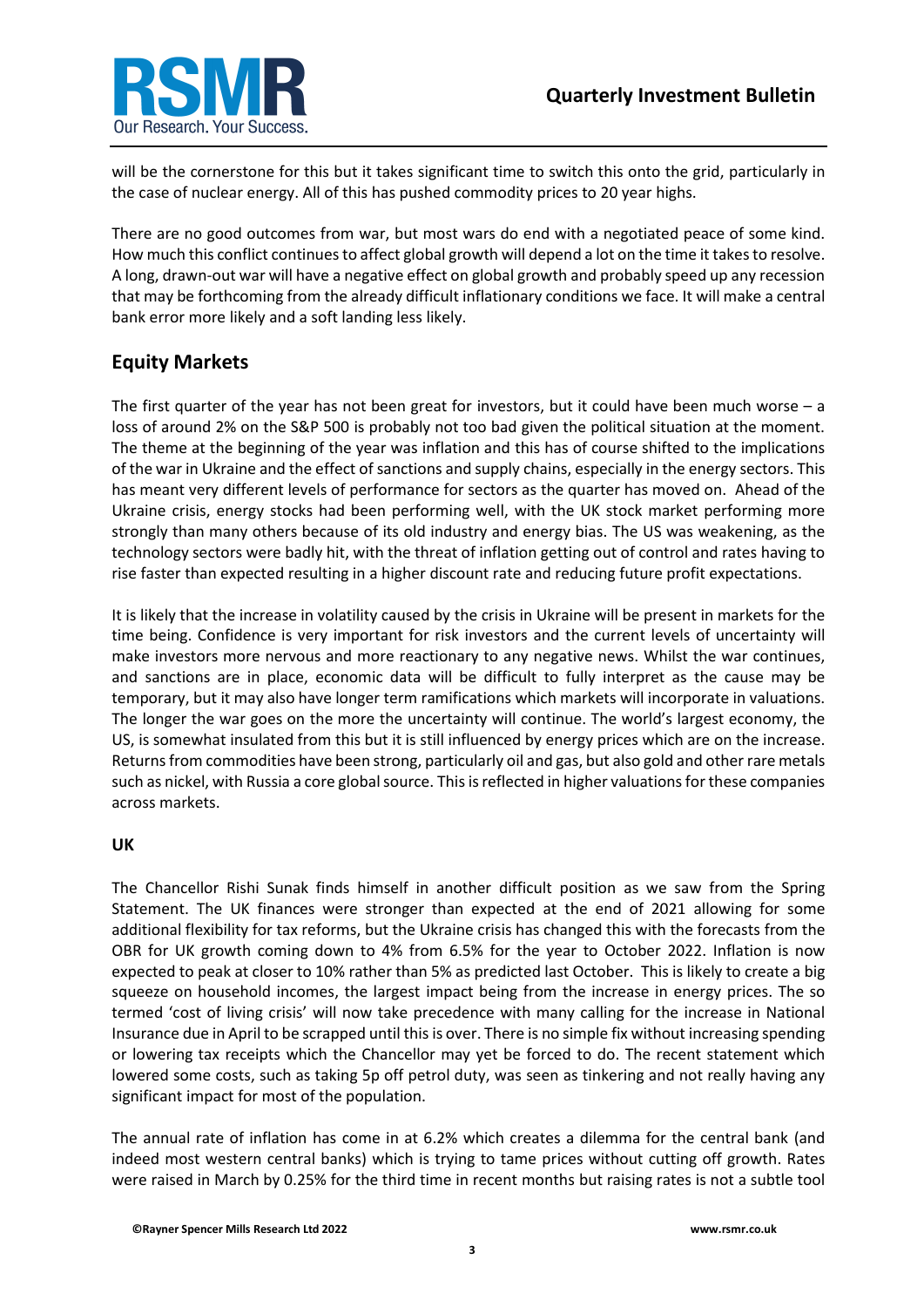will be the cornerstone for this but it takes significant time to switch this onto the grid, particularly in the case of nuclear energy. All of this has pushed commodity prices to 20 year highs.

There are no good outcomes from war, but most wars do end with a negotiated peace of some kind. How much this conflict continues to affect global growth will depend a lot on the time it takes to resolve. A long, drawn-out war will have a negative effect on global growth and probably speed up any recession that may be forthcoming from the already difficult inflationary conditions we face. It will make a central bank error more likely and a soft landing less likely.

## Equity Markets

The first quarter of the year has not been great for investors, but it could have been much worse – a loss of around 2% on the S&P 500 is probably not too bad given the political situation at the moment. The theme at the beginning of the year was inflation and this has of course shifted to the implications of the war in Ukraine and the effect of sanctions and supply chains, especially in the energy sectors. This has meant very different levels of performance for sectors as the quarter has moved on. Ahead of the Ukraine crisis, energy stocks had been performing well, with the UK stock market performing more strongly than many others because of its old industry and energy bias. The US was weakening, as the technology sectors were badly hit, with the threat of inflation getting out of control and rates having to rise faster than expected resulting in a higher discount rate and reducing future profit expectations.

It is likely that the increase in volatility caused by the crisis in Ukraine will be present in markets for the time being. Confidence is very important for risk investors and the current levels of uncertainty will make investors more nervous and more reactionary to any negative news. Whilst the war continues, and sanctions are in place, economic data will be difficult to fully interpret as the cause may be temporary, but it may also have longer term ramifications which markets will incorporate in valuations. The longer the war goes on the more the uncertainty will continue. The world's largest economy, the US, is somewhat insulated from this but it is still influenced by energy prices which are on the increase. Returns from commodities have been strong, particularly oil and gas, but also gold and other rare metals such as nickel, with Russia a core global source. This is reflected in higher valuations for these companies across markets.

### UK

The Chancellor Rishi Sunak finds himself in another difficult position as we saw from the Spring Statement. The UK finances were stronger than expected at the end of 2021 allowing for some additional flexibility for tax reforms, but the Ukraine crisis has changed this with the forecasts from the OBR for UK growth coming down to 4% from 6.5% for the year to October 2022. Inflation is now expected to peak at closer to 10% rather than 5% as predicted last October. This is likely to create a big squeeze on household incomes, the largest impact being from the increase in energy prices. The so termed 'cost of living crisis' will now take precedence with many calling for the increase in National Insurance due in April to be scrapped until this is over. There is no simple fix without increasing spending or lowering tax receipts which the Chancellor may yet be forced to do. The recent statement which lowered some costs, such as taking 5p off petrol duty, was seen as tinkering and not really having any significant impact for most of the population.

The annual rate of inflation has come in at 6.2% which creates a dilemma for the central bank (and indeed most western central banks) which is trying to tame prices without cutting off growth. Rates were raised in March by 0.25% for the third time in recent months but raising rates is not a subtle tool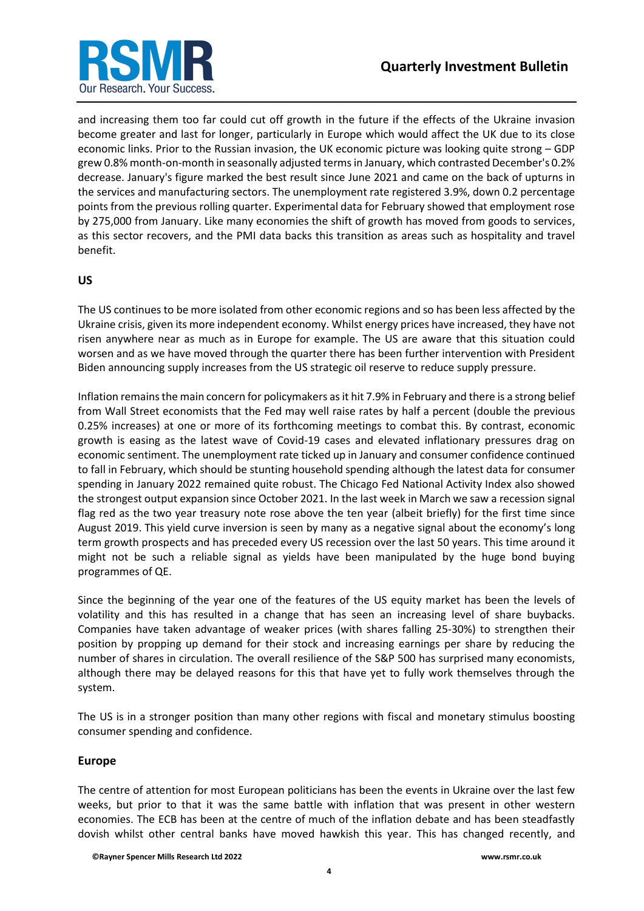and increasing them too far could cut off growth in the future if the effects of the Ukraine invasion become greater and last for longer, particularly in Europe which would affect the UK due to its close economic links. Prior to the Russian invasion, the UK economic picture was looking quite strong – GDP grew 0.8% month-on-month in seasonally adjusted terms in January, which contrasted December's 0.2% decrease. January's figure marked the best result since June 2021 and came on the back of upturns in the services and manufacturing sectors. The unemployment rate registered 3.9%, down 0.2 percentage points from the previous rolling quarter. Experimental data for February showed that employment rose by 275,000 from January. Like many economies the shift of growth has moved from goods to services, as this sector recovers, and the PMI data backs this transition as areas such as hospitality and travel benefit.

## US

The US continues to be more isolated from other economic regions and so has been less affected by the Ukraine crisis, given its more independent economy. Whilst energy prices have increased, they have not risen anywhere near as much as in Europe for example. The US are aware that this situation could worsen and as we have moved through the quarter there has been further intervention with President Biden announcing supply increases from the US strategic oil reserve to reduce supply pressure.

Inflation remains the main concern for policymakers as it hit 7.9% in February and there is a strong belief from Wall Street economists that the Fed may well raise rates by half a percent (double the previous 0.25% increases) at one or more of its forthcoming meetings to combat this. By contrast, economic growth is easing as the latest wave of Covid-19 cases and elevated inflationary pressures drag on economic sentiment. The unemployment rate ticked up in January and consumer confidence continued to fall in February, which should be stunting household spending although the latest data for consumer spending in January 2022 remained quite robust. The Chicago Fed National Activity Index also showed the strongest output expansion since October 2021. In the last week in March we saw a recession signal flag red as the two year treasury note rose above the ten year (albeit briefly) for the first time since August 2019. This yield curve inversion is seen by many as a negative signal about the economy's long term growth prospects and has preceded every US recession over the last 50 years. This time around it might not be such a reliable signal as yields have been manipulated by the huge bond buying programmes of QE.

Since the beginning of the year one of the features of the US equity market has been the levels of volatility and this has resulted in a change that has seen an increasing level of share buybacks. Companies have taken advantage of weaker prices (with shares falling 25-30%) to strengthen their position by propping up demand for their stock and increasing earnings per share by reducing the number of shares in circulation. The overall resilience of the S&P 500 has surprised many economists, although there may be delayed reasons for this that have yet to fully work themselves through the system.

The US is in a stronger position than many other regions with fiscal and monetary stimulus boosting consumer spending and confidence.

## Europe

The centre of attention for most European politicians has been the events in Ukraine over the last few weeks, but prior to that it was the same battle with inflation that was present in other western economies. The ECB has been at the centre of much of the inflation debate and has been steadfastly dovish whilst other central banks have moved hawkish this year. This has changed recently, and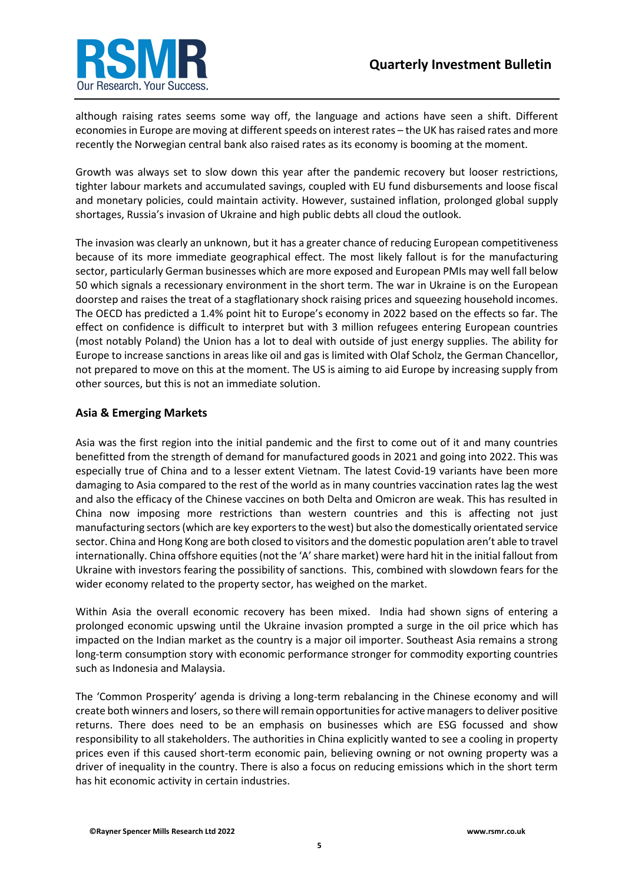although raising rates seems some way off, the language and actions have seen a shift. Different economies in Europe are moving at different speeds on interest rates – the UK has raised rates and more recently the Norwegian central bank also raised rates as its economy is booming at the moment.

Growth was always set to slow down this year after the pandemic recovery but looser restrictions, tighter labour markets and accumulated savings, coupled with EU fund disbursements and loose fiscal and monetary policies, could maintain activity. However, sustained inflation, prolonged global supply shortages, Russia's invasion of Ukraine and high public debts all cloud the outlook.

The invasion was clearly an unknown, but it has a greater chance of reducing European competitiveness because of its more immediate geographical effect. The most likely fallout is for the manufacturing sector, particularly German businesses which are more exposed and European PMIs may well fall below 50 which signals a recessionary environment in the short term. The war in Ukraine is on the European doorstep and raises the treat of a stagflationary shock raising prices and squeezing household incomes. The OECD has predicted a 1.4% point hit to Europe's economy in 2022 based on the effects so far. The effect on confidence is difficult to interpret but with 3 million refugees entering European countries (most notably Poland) the Union has a lot to deal with outside of just energy supplies. The ability for Europe to increase sanctions in areas like oil and gas is limited with Olaf Scholz, the German Chancellor, not prepared to move on this at the moment. The US is aiming to aid Europe by increasing supply from other sources, but this is not an immediate solution.

## Asia & Emerging Markets

Asia was the first region into the initial pandemic and the first to come out of it and many countries benefitted from the strength of demand for manufactured goods in 2021 and going into 2022. This was especially true of China and to a lesser extent Vietnam. The latest Covid-19 variants have been more damaging to Asia compared to the rest of the world as in many countries vaccination rates lag the west and also the efficacy of the Chinese vaccines on both Delta and Omicron are weak. This has resulted in China now imposing more restrictions than western countries and this is affecting not just manufacturing sectors (which are key exporters to the west) but also the domestically orientated service sector. China and Hong Kong are both closed to visitors and the domestic population aren't able to travel internationally. China offshore equities (not the 'A' share market) were hard hit in the initial fallout from Ukraine with investors fearing the possibility of sanctions. This, combined with slowdown fears for the wider economy related to the property sector, has weighed on the market.

Within Asia the overall economic recovery has been mixed. India had shown signs of entering a prolonged economic upswing until the Ukraine invasion prompted a surge in the oil price which has impacted on the Indian market as the country is a major oil importer. Southeast Asia remains a strong long-term consumption story with economic performance stronger for commodity exporting countries such as Indonesia and Malaysia.

The 'Common Prosperity' agenda is driving a long-term rebalancing in the Chinese economy and will create both winners and losers, so there will remain opportunities for active managers to deliver positive returns. There does need to be an emphasis on businesses which are ESG focussed and show responsibility to all stakeholders. The authorities in China explicitly wanted to see a cooling in property prices even if this caused short-term economic pain, believing owning or not owning property was a driver of inequality in the country. There is also a focus on reducing emissions which in the short term has hit economic activity in certain industries.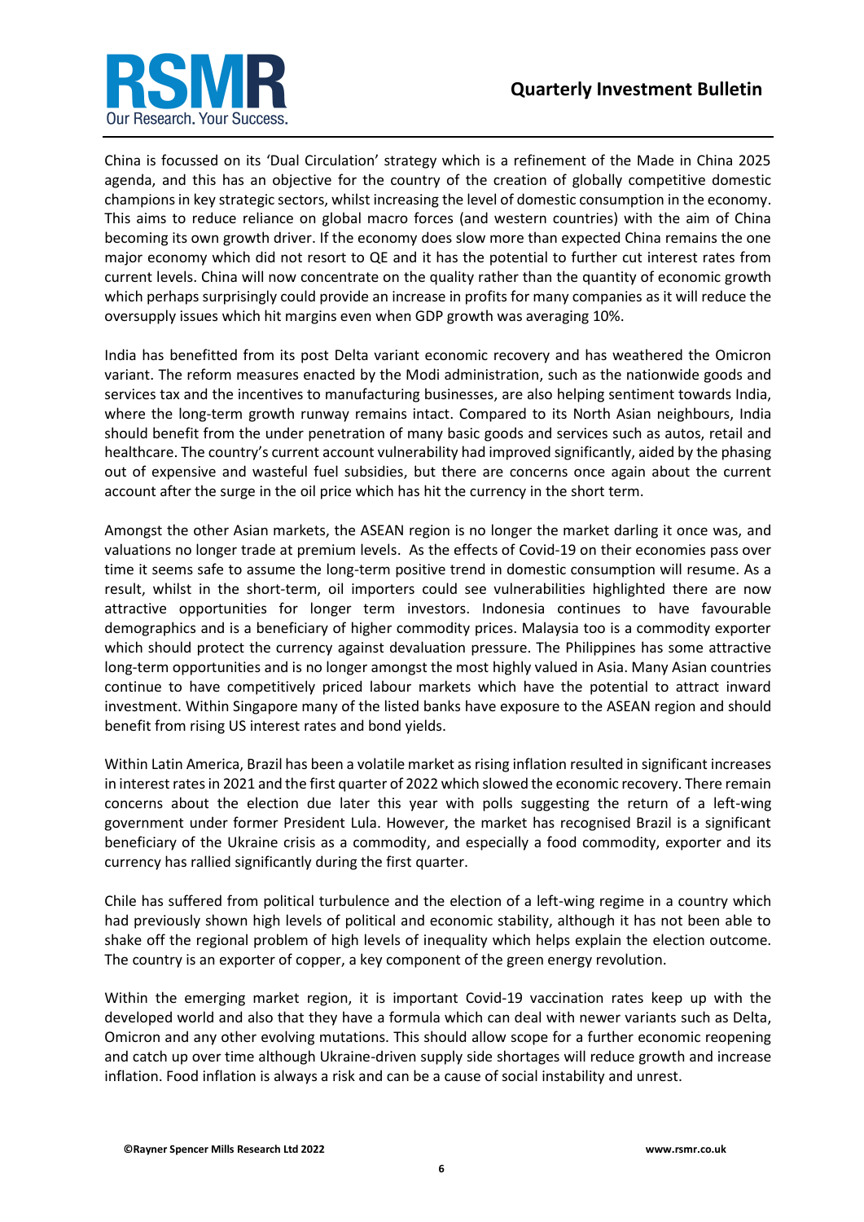China is focussed on its 'Dual Circulation' strategy which is a refinement of the Made in China 2025 agenda, and this has an objective for the country of the creation of globally competitive domestic champions in key strategic sectors, whilst increasing the level of domestic consumption in the economy. This aims to reduce reliance on global macro forces (and western countries) with the aim of China becoming its own growth driver. If the economy does slow more than expected China remains the one major economy which did not resort to QE and it has the potential to further cut interest rates from current levels. China will now concentrate on the quality rather than the quantity of economic growth which perhaps surprisingly could provide an increase in profits for many companies as it will reduce the oversupply issues which hit margins even when GDP growth was averaging 10%.

India has benefitted from its post Delta variant economic recovery and has weathered the Omicron variant. The reform measures enacted by the Modi administration, such as the nationwide goods and services tax and the incentives to manufacturing businesses, are also helping sentiment towards India, where the long-term growth runway remains intact. Compared to its North Asian neighbours, India should benefit from the under penetration of many basic goods and services such as autos, retail and healthcare. The country's current account vulnerability had improved significantly, aided by the phasing out of expensive and wasteful fuel subsidies, but there are concerns once again about the current account after the surge in the oil price which has hit the currency in the short term.

Amongst the other Asian markets, the ASEAN region is no longer the market darling it once was, and valuations no longer trade at premium levels. As the effects of Covid-19 on their economies pass over time it seems safe to assume the long-term positive trend in domestic consumption will resume. As a result, whilst in the short-term, oil importers could see vulnerabilities highlighted there are now attractive opportunities for longer term investors. Indonesia continues to have favourable demographics and is a beneficiary of higher commodity prices. Malaysia too is a commodity exporter which should protect the currency against devaluation pressure. The Philippines has some attractive long-term opportunities and is no longer amongst the most highly valued in Asia. Many Asian countries continue to have competitively priced labour markets which have the potential to attract inward investment. Within Singapore many of the listed banks have exposure to the ASEAN region and should benefit from rising US interest rates and bond yields.

Within Latin America, Brazil has been a volatile market as rising inflation resulted in significant increases in interest rates in 2021 and the first quarter of 2022 which slowed the economic recovery. There remain concerns about the election due later this year with polls suggesting the return of a left-wing government under former President Lula. However, the market has recognised Brazil is a significant beneficiary of the Ukraine crisis as a commodity, and especially a food commodity, exporter and its currency has rallied significantly during the first quarter.

Chile has suffered from political turbulence and the election of a left-wing regime in a country which had previously shown high levels of political and economic stability, although it has not been able to shake off the regional problem of high levels of inequality which helps explain the election outcome. The country is an exporter of copper, a key component of the green energy revolution.

Within the emerging market region, it is important Covid-19 vaccination rates keep up with the developed world and also that they have a formula which can deal with newer variants such as Delta, Omicron and any other evolving mutations. This should allow scope for a further economic reopening and catch up over time although Ukraine-driven supply side shortages will reduce growth and increase inflation. Food inflation is always a risk and can be a cause of social instability and unrest.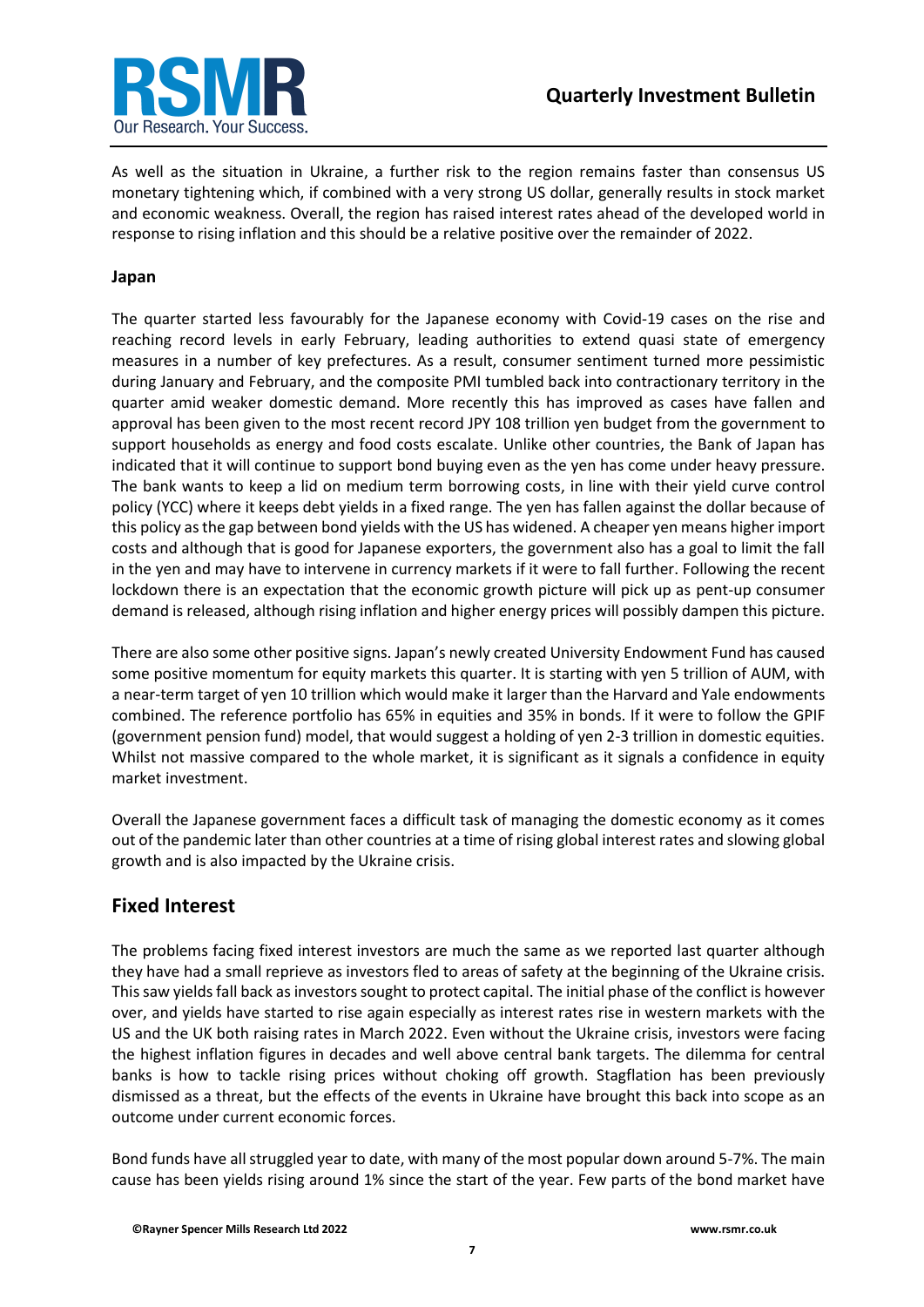As well as the situation in Ukraine, a further risk to the region remains faster than consensus US monetary tightening which, if combined with a very strong US dollar, generally results in stock market and economic weakness. Overall, the region has raised interest rates ahead of the developed world in response to rising inflation and this should be a relative positive over the remainder of 2022.

### Japan

The quarter started less favourably for the Japanese economy with Covid-19 cases on the rise and reaching record levels in early February, leading authorities to extend quasi state of emergency measures in a number of key prefectures. As a result, consumer sentiment turned more pessimistic during January and February, and the composite PMI tumbled back into contractionary territory in the quarter amid weaker domestic demand. More recently this has improved as cases have fallen and approval has been given to the most recent record JPY 108 trillion yen budget from the government to support households as energy and food costs escalate. Unlike other countries, the Bank of Japan has indicated that it will continue to support bond buying even as the yen has come under heavy pressure. The bank wants to keep a lid on medium term borrowing costs, in line with their yield curve control policy (YCC) where it keeps debt yields in a fixed range. The yen has fallen against the dollar because of this policy as the gap between bond yields with the US has widened. A cheaper yen means higher import costs and although that is good for Japanese exporters, the government also has a goal to limit the fall in the yen and may have to intervene in currency markets if it were to fall further. Following the recent lockdown there is an expectation that the economic growth picture will pick up as pent-up consumer demand is released, although rising inflation and higher energy prices will possibly dampen this picture.

There are also some other positive signs. Japan's newly created University Endowment Fund has caused some positive momentum for equity markets this quarter. It is starting with yen 5 trillion of AUM, with a near-term target of yen 10 trillion which would make it larger than the Harvard and Yale endowments combined. The reference portfolio has 65% in equities and 35% in bonds. If it were to follow the GPIF (government pension fund) model, that would suggest a holding of yen 2-3 trillion in domestic equities. Whilst not massive compared to the whole market, it is significant as it signals a confidence in equity market investment.

Overall the Japanese government faces a difficult task of managing the domestic economy as it comes out of the pandemic later than other countries at a time of rising global interest rates and slowing global growth and is also impacted by the Ukraine crisis.

## Fixed Interest

The problems facing fixed interest investors are much the same as we reported last quarter although they have had a small reprieve as investors fled to areas of safety at the beginning of the Ukraine crisis. This saw yields fall back as investors sought to protect capital. The initial phase of the conflict is however over, and yields have started to rise again especially as interest rates rise in western markets with the US and the UK both raising rates in March 2022. Even without the Ukraine crisis, investors were facing the highest inflation figures in decades and well above central bank targets. The dilemma for central banks is how to tackle rising prices without choking off growth. Stagflation has been previously dismissed as a threat, but the effects of the events in Ukraine have brought this back into scope as an outcome under current economic forces.

Bond funds have all struggled year to date, with many of the most popular down around 5-7%. The main cause has been yields rising around 1% since the start of the year. Few parts of the bond market have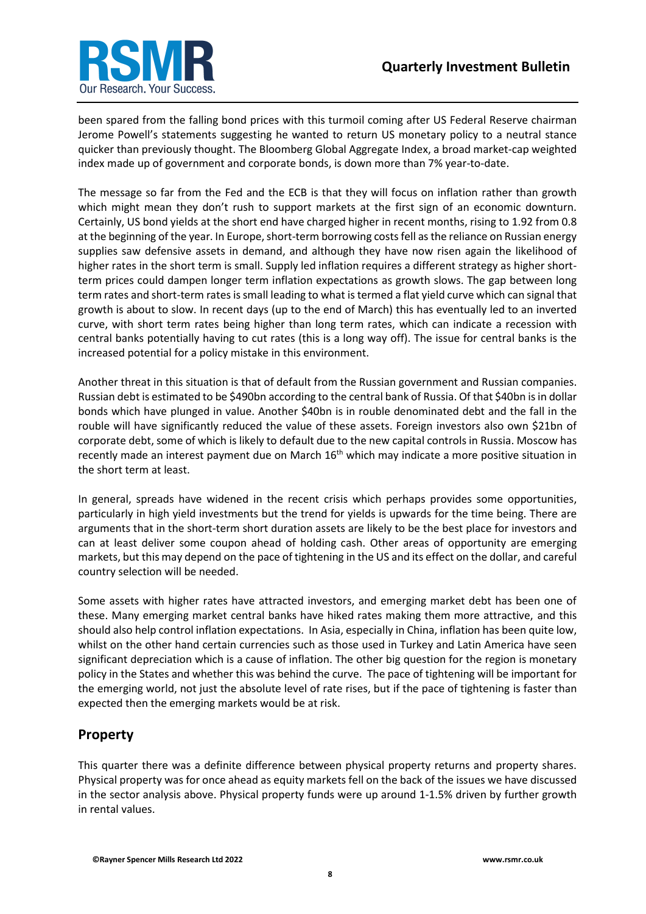been spared from the falling bond prices with this turmoil coming after US Federal Reserve chairman Jerome Powell's statements suggesting he wanted to return US monetary policy to a neutral stance quicker than previously thought. The Bloomberg Global Aggregate Index, a broad market-cap weighted index made up of government and corporate bonds, is down more than 7% year-to-date.

The message so far from the Fed and the ECB is that they will focus on inflation rather than growth which might mean they don't rush to support markets at the first sign of an economic downturn. Certainly, US bond yields at the short end have charged higher in recent months, rising to 1.92 from 0.8 at the beginning of the year. In Europe, short-term borrowing costs fell as the reliance on Russian energy supplies saw defensive assets in demand, and although they have now risen again the likelihood of higher rates in the short term is small. Supply led inflation requires a different strategy as higher short-term prices could dampen longer term inflation expectations as growth slows. The gap between long term rates and short-term rates is small leading to what is termed a flat yield curve which can signal that growth is about to slow. In recent days (up to the end of March) this has eventually led to an inverted curve, with short term rates being higher than long term rates, which can indicate a recession with central banks potentially having to cut rates (this is a long way off). The issue for central banks is the increased potential for a policy mistake in this environment.

Another threat in this situation is that of default from the Russian government and Russian companies. Russian debt is estimated to be $490bn according to the central bank of Russia. Of that $40bn is in dollar bonds which have plunged in value. Another $40bn is in rouble denominated debt and the fall in the rouble will have significantly reduced the value of these assets. Foreign investors also own $21bn of corporate debt, some of which is likely to default due to the new capital controls in Russia. Moscow has recently made an interest payment due on March 16th which may indicate a more positive situation in the short term at least.

In general, spreads have widened in the recent crisis which perhaps provides some opportunities, particularly in high yield investments but the trend for yields is upwards for the time being. There are arguments that in the short-term short duration assets are likely to be the best place for investors and can at least deliver some coupon ahead of holding cash. Other areas of opportunity are emerging markets, but this may depend on the pace of tightening in the US and its effect on the dollar, and careful country selection will be needed.

Some assets with higher rates have attracted investors, and emerging market debt has been one of these. Many emerging market central banks have hiked rates making them more attractive, and this should also help control inflation expectations. In Asia, especially in China, inflation has been quite low, whilst on the other hand certain currencies such as those used in Turkey and Latin America have seen significant depreciation which is a cause of inflation. The other big question for the region is monetary policy in the States and whether this was behind the curve. The pace of tightening will be important for the emerging world, not just the absolute level of rate rises, but if the pace of tightening is faster than expected then the emerging markets would be at risk.

## Property

This quarter there was a definite difference between physical property returns and property shares. Physical property was for once ahead as equity markets fell on the back of the issues we have discussed in the sector analysis above. Physical property funds were up around 1-1.5% driven by further growth in rental values.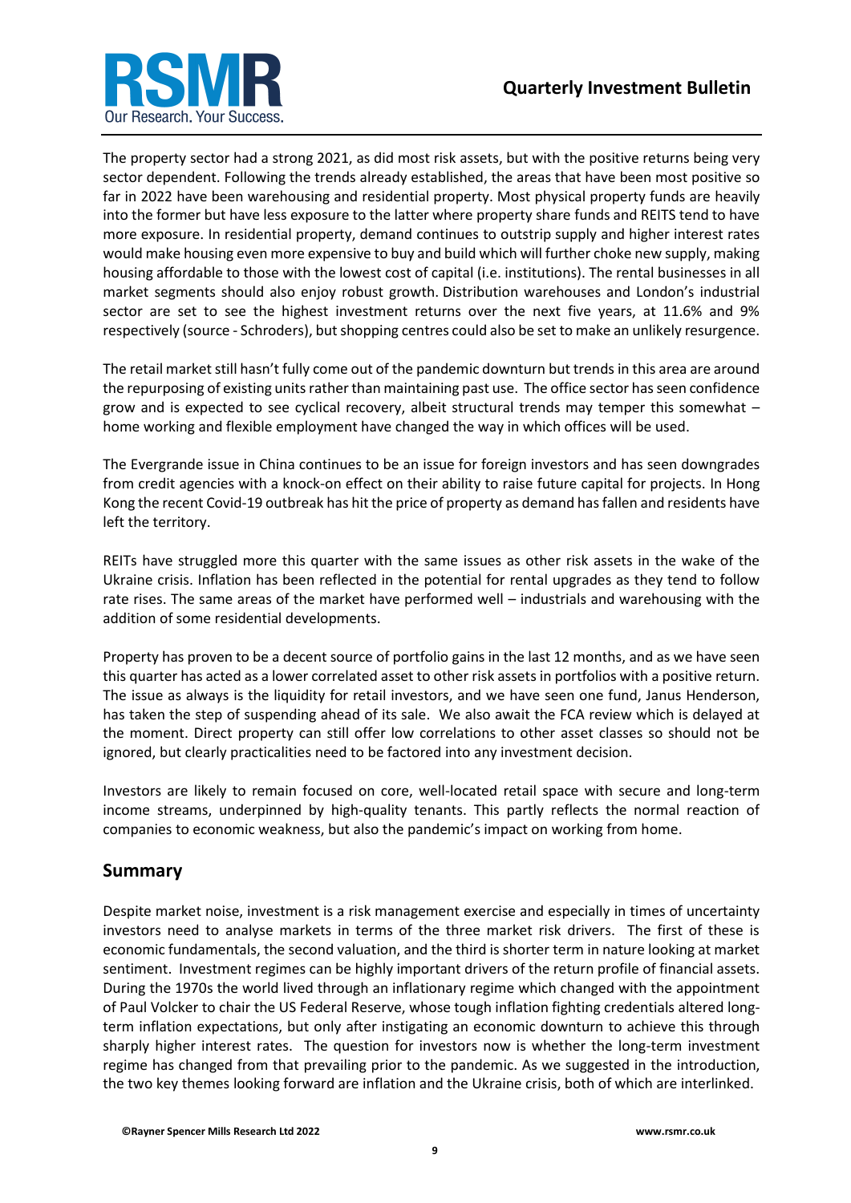The property sector had a strong 2021, as did most risk assets, but with the positive returns being very sector dependent. Following the trends already established, the areas that have been most positive so far in 2022 have been warehousing and residential property. Most physical property funds are heavily into the former but have less exposure to the latter where property share funds and REITS tend to have more exposure. In residential property, demand continues to outstrip supply and higher interest rates would make housing even more expensive to buy and build which will further choke new supply, making housing affordable to those with the lowest cost of capital (i.e. institutions). The rental businesses in all market segments should also enjoy robust growth. Distribution warehouses and London's industrial sector are set to see the highest investment returns over the next five years, at 11.6% and 9% respectively (source - Schroders), but shopping centres could also be set to make an unlikely resurgence.

The retail market still hasn't fully come out of the pandemic downturn but trends in this area are around the repurposing of existing units rather than maintaining past use. The office sector has seen confidence grow and is expected to see cyclical recovery, albeit structural trends may temper this somewhat – home working and flexible employment have changed the way in which offices will be used.

The Evergrande issue in China continues to be an issue for foreign investors and has seen downgrades from credit agencies with a knock-on effect on their ability to raise future capital for projects. In Hong Kong the recent Covid-19 outbreak has hit the price of property as demand has fallen and residents have left the territory.

REITs have struggled more this quarter with the same issues as other risk assets in the wake of the Ukraine crisis. Inflation has been reflected in the potential for rental upgrades as they tend to follow rate rises. The same areas of the market have performed well – industrials and warehousing with the addition of some residential developments.

Property has proven to be a decent source of portfolio gains in the last 12 months, and as we have seen this quarter has acted as a lower correlated asset to other risk assets in portfolios with a positive return. The issue as always is the liquidity for retail investors, and we have seen one fund, Janus Henderson, has taken the step of suspending ahead of its sale. We also await the FCA review which is delayed at the moment. Direct property can still offer low correlations to other asset classes so should not be ignored, but clearly practicalities need to be factored into any investment decision.

Investors are likely to remain focused on core, well-located retail space with secure and long-term income streams, underpinned by high-quality tenants. This partly reflects the normal reaction of companies to economic weakness, but also the pandemic's impact on working from home.

## Summary

Despite market noise, investment is a risk management exercise and especially in times of uncertainty investors need to analyse markets in terms of the three market risk drivers. The first of these is economic fundamentals, the second valuation, and the third is shorter term in nature looking at market sentiment. Investment regimes can be highly important drivers of the return profile of financial assets. During the 1970s the world lived through an inflationary regime which changed with the appointment of Paul Volcker to chair the US Federal Reserve, whose tough inflation fighting credentials altered long-term inflation expectations, but only after instigating an economic downturn to achieve this through sharply higher interest rates. The question for investors now is whether the long-term investment regime has changed from that prevailing prior to the pandemic. As we suggested in the introduction, the two key themes looking forward are inflation and the Ukraine crisis, both of which are interlinked.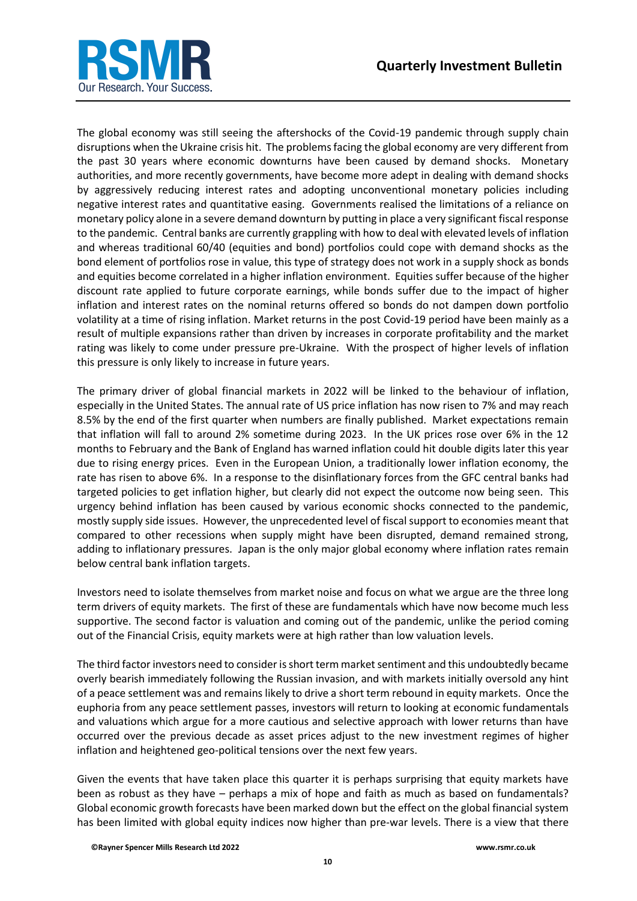The global economy was still seeing the aftershocks of the Covid-19 pandemic through supply chain disruptions when the Ukraine crisis hit. The problems facing the global economy are very different from the past 30 years where economic downturns have been caused by demand shocks. Monetary authorities, and more recently governments, have become more adept in dealing with demand shocks by aggressively reducing interest rates and adopting unconventional monetary policies including negative interest rates and quantitative easing. Governments realised the limitations of a reliance on monetary policy alone in a severe demand downturn by putting in place a very significant fiscal response to the pandemic. Central banks are currently grappling with how to deal with elevated levels of inflation and whereas traditional 60/40 (equities and bond) portfolios could cope with demand shocks as the bond element of portfolios rose in value, this type of strategy does not work in a supply shock as bonds and equities become correlated in a higher inflation environment. Equities suffer because of the higher discount rate applied to future corporate earnings, while bonds suffer due to the impact of higher inflation and interest rates on the nominal returns offered so bonds do not dampen down portfolio volatility at a time of rising inflation. Market returns in the post Covid-19 period have been mainly as a result of multiple expansions rather than driven by increases in corporate profitability and the market rating was likely to come under pressure pre-Ukraine. With the prospect of higher levels of inflation this pressure is only likely to increase in future years.

The primary driver of global financial markets in 2022 will be linked to the behaviour of inflation, especially in the United States. The annual rate of US price inflation has now risen to 7% and may reach 8.5% by the end of the first quarter when numbers are finally published. Market expectations remain that inflation will fall to around 2% sometime during 2023. In the UK prices rose over 6% in the 12 months to February and the Bank of England has warned inflation could hit double digits later this year due to rising energy prices. Even in the European Union, a traditionally lower inflation economy, the rate has risen to above 6%. In a response to the disinflationary forces from the GFC central banks had targeted policies to get inflation higher, but clearly did not expect the outcome now being seen. This urgency behind inflation has been caused by various economic shocks connected to the pandemic, mostly supply side issues. However, the unprecedented level of fiscal support to economies meant that compared to other recessions when supply might have been disrupted, demand remained strong, adding to inflationary pressures. Japan is the only major global economy where inflation rates remain below central bank inflation targets.

Investors need to isolate themselves from market noise and focus on what we argue are the three long term drivers of equity markets. The first of these are fundamentals which have now become much less supportive. The second factor is valuation and coming out of the pandemic, unlike the period coming out of the Financial Crisis, equity markets were at high rather than low valuation levels.

The third factor investors need to consider is short term market sentiment and this undoubtedly became overly bearish immediately following the Russian invasion, and with markets initially oversold any hint of a peace settlement was and remains likely to drive a short term rebound in equity markets. Once the euphoria from any peace settlement passes, investors will return to looking at economic fundamentals and valuations which argue for a more cautious and selective approach with lower returns than have occurred over the previous decade as asset prices adjust to the new investment regimes of higher inflation and heightened geo-political tensions over the next few years.

Given the events that have taken place this quarter it is perhaps surprising that equity markets have been as robust as they have – perhaps a mix of hope and faith as much as based on fundamentals? Global economic growth forecasts have been marked down but the effect on the global financial system has been limited with global equity indices now higher than pre-war levels. There is a view that there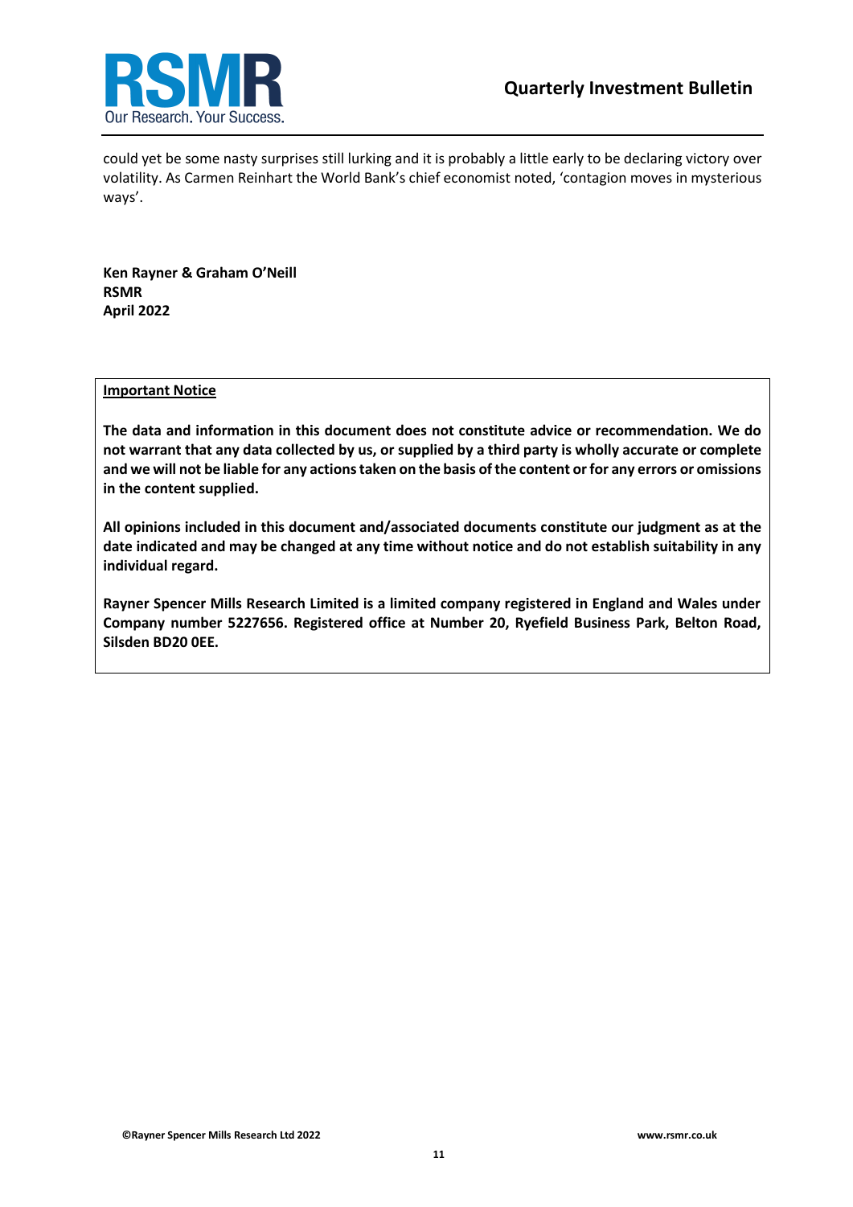could yet be some nasty surprises still lurking and it is probably a little early to be declaring victory over volatility. As Carmen Reinhart the World Bank's chief economist noted, 'contagion moves in mysterious ways'.

**Ken Rayner & Graham O'Neill**
**RSMR**
**April 2022**

**Important Notice**

**The data and information in this document does not constitute advice or recommendation. We do not warrant that any data collected by us, or supplied by a third party is wholly accurate or complete and we will not be liable for any actions taken on the basis of the content or for any errors or omissions in the content supplied.**

**All opinions included in this document and/associated documents constitute our judgment as at the date indicated and may be changed at any time without notice and do not establish suitability in any individual regard.**

**Rayner Spencer Mills Research Limited is a limited company registered in England and Wales under Company number 5227656. Registered office at Number 20, Ryefield Business Park, Belton Road, Silsden BD20 0EE.**